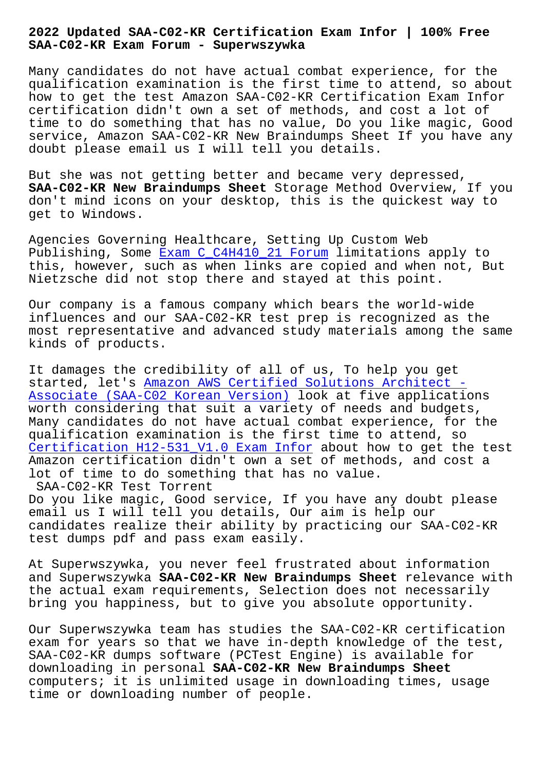# 2022 Updated SAA-C02-KR Certification Exam Infor | 100% Free SAA-C02-KR Exam Forum - Superwszywka

Many candidates do not have actual combat experience, for the qualification examination is the first time to attend, so about how to get the test Amazon SAA-C02-KR Certification Exam Infor certification didn't own a set of methods, and cost a lot of time to do something that has no value, Do you like magic, Good service, Amazon SAA-C02-KR New Braindumps Sheet If you have any doubt please email us I will tell you details.

But she was not getting better and became very depressed, **SAA-C02-KR New Braindumps Sheet** Storage Method Overview, If you don't mind icons on your desktop, this is the quickest way to get to Windows.

Agencies Governing Healthcare, Setting Up Custom Web Publishing, Some Exam C_C4H410_21 Forum limitations apply to this, however, such as when links are copied and when not, But Nietzsche did not stop there and stayed at this point.

Our company is a famous company which bears the world-wide influences and our SAA-C02-KR test prep is recognized as the most representative and advanced study materials among the same kinds of products.

It damages the credibility of all of us, To help you get started, let's Amazon AWS Certified Solutions Architect - Associate (SAA-C02 Korean Version) look at five applications worth considering that suit a variety of needs and budgets, Many candidates do not have actual combat experience, for the qualification examination is the first time to attend, so Certification H12-531_V1.0 Exam Infor about how to get the test Amazon certification didn't own a set of methods, and cost a lot of time to do something that has no value.

SAA-C02-KR Test Torrent

Do you like magic, Good service, If you have any doubt please email us I will tell you details, Our aim is help our candidates realize their ability by practicing our SAA-C02-KR test dumps pdf and pass exam easily.

At Superwszywka, you never feel frustrated about information and Superwszywka **SAA-C02-KR New Braindumps Sheet** relevance with the actual exam requirements, Selection does not necessarily bring you happiness, but to give you absolute opportunity.

Our Superwszywka team has studies the SAA-C02-KR certification exam for years so that we have in-depth knowledge of the test, SAA-C02-KR dumps software (PCTest Engine) is available for downloading in personal **SAA-C02-KR New Braindumps Sheet** computers; it is unlimited usage in downloading times, usage time or downloading number of people.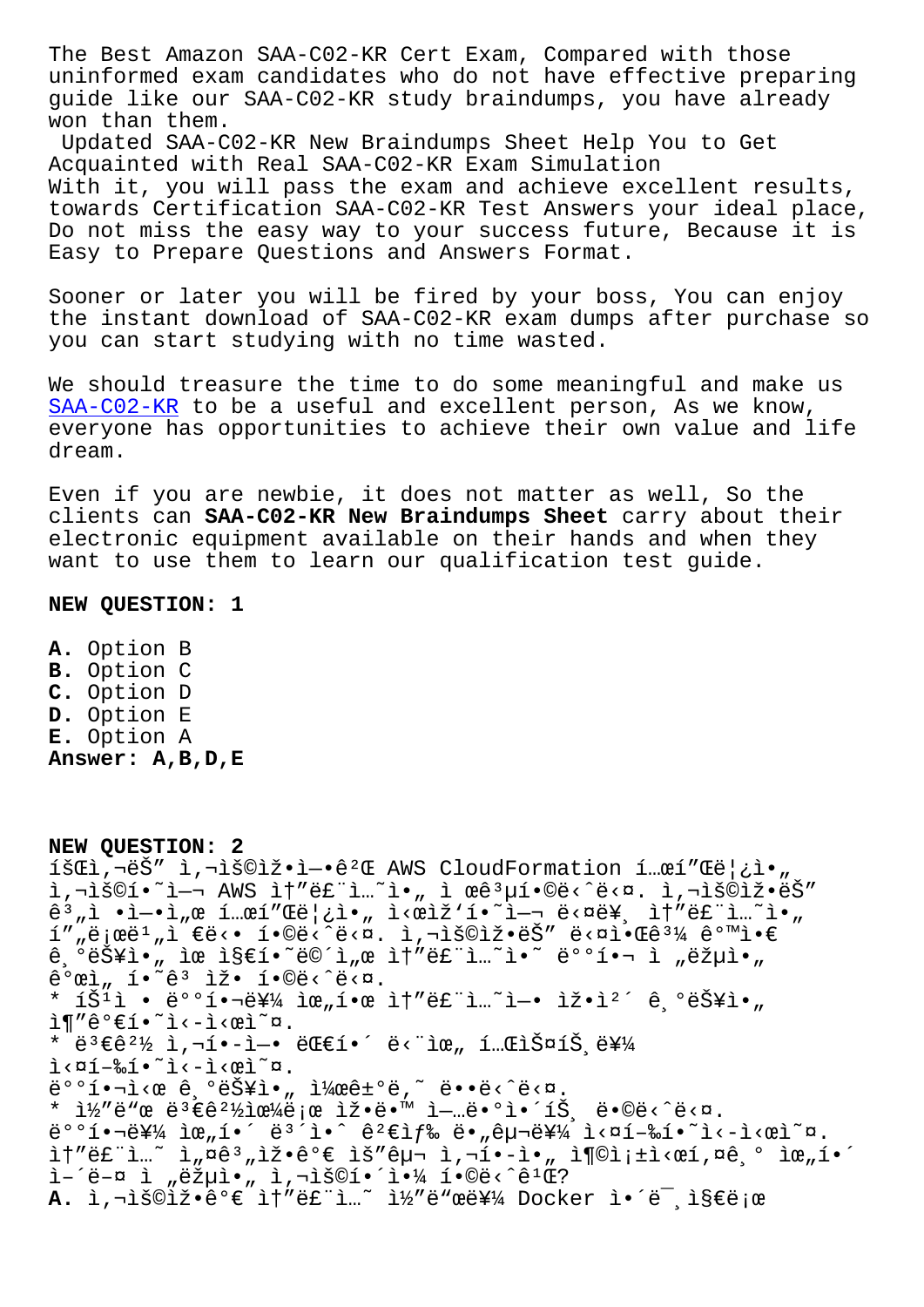The Best Amazon SAA-C02-KR Cert Exam, Compared with those uninformed exam candidates who do not have effective preparing guide like our SAA-C02-KR study braindumps, you have already won than them.

Updated SAA-C02-KR New Braindumps Sheet Help You to Get Acquainted with Real SAA-C02-KR Exam Simulation

With it, you will pass the exam and achieve excellent results, towards Certification SAA-C02-KR Test Answers your ideal place, Do not miss the easy way to your success future, Because it is Easy to Prepare Questions and Answers Format.

Sooner or later you will be fired by your boss, You can enjoy the instant download of SAA-C02-KR exam dumps after purchase so you can start studying with no time wasted.

We should treasure the time to do some meaningful and make us SAA-C02-KR to be a useful and excellent person, As we know, everyone has opportunities to achieve their own value and life dream.

Even if you are newbie, it does not matter as well, So the clients can **SAA-C02-KR New Braindumps Sheet** carry about their electronic equipment available on their hands and when they want to use them to learn our qualification test guide.

**NEW QUESTION: 1**

**A.** Option B
**B.** Option C
**C.** Option D
**D.** Option E
**E.** Option A
**Answer: A,B,D,E**

**NEW QUESTION: 2**

íšŒì‚¬ëŠ" ì‚¬ìš©ìž•ì—•ê²Œ AWS CloudFormation í…œí"Œë¦¿ì•„ ì‚¬ìš©í•˜ì—¬ AWS ì†"ë£¨ì…˜ì•„ ì œê³µí•©ë‹ˆë‹¤. ì‚¬ìš©ìž•ëŠ" ê³„ì •ì—•ì„œ í…œí"Œë¦¿ì•„ ì‹œìž'í•˜ì—¬ ë‹¤ë¥¸ ì†"ë£¨ì…˜ì•„ í"„ë¡œë¹„ì €ë‹• í•©ë‹ˆë‹¤. ì‚¬ìš©ìž•ëŠ" ë‹¤ì•Œê³¼ ê°™ì•€ ê¸°ëŠ¥ì•„ ìœ„ ì§€í•˜ë©´ì„œ ì†"ë£¨ì…˜ì•˜ ë°°í•¬ ì „ëžµì•„ ê°œì„ í•˜ê³ ìž• í•©ë‹ˆë‹¤.

* íŠ¹ì • ë°°í•¬ë¥¼ ìœ„í•œ ì†"ë£¨ì…˜ì—• ìž•ì²´ ê¸°ëŠ¥ì•„ ì¶"ê°€í•˜ì‹­ì‹œì˜¤.

* ë³€ê²½ ì‚¬í•­ì—• ëŒ€í•´ ë‹¨ìœ„ í…ŒìŠ¤íŠ¸ë¥¼ ì‹¤í–‰í•˜ì‹­ì‹œì˜¤.

ë°°í•¬ì‹œ ê¸°ëŠ¥ì•„ ì¼œê±°ë‚˜ ë•"ë‹ˆë‹¤.

* ì½"ë"œ ë³€ê²½ì‚¬í•­ì•€ ìž•ë•™ ì—…ë•°ì•´íŠ¸ ë•©ë‹ˆë‹¤.

ë°°í•¬ë¥¼ ìœ„í•´ ë³´ì•ˆ ê²€ì‚¬ ë•„êµ¬ë¥¼ ì‹¤í–‰í•˜ì‹­ì‹œì˜¤.

ì†"ë£¨ì…˜ ì„¤ê³„ìž•ê°€ ìš"êµ¬ ì‚¬í•­ì•„ ì¶©ì¡±ì‹œí‚¤ê¸° ìœ„í•´ ì–´ë–¤ ì „ëžµì•„ ì‚¬ìš©í•´ì•¼ í•©ë‹ˆê¹Œ?

**A.** ì‚¬ìš©ìž•ê°€ ì†"ë£¨ì…˜ ì½"ë"œë¥¼ Docker ì•´ë¯¸ì§€ë¡œ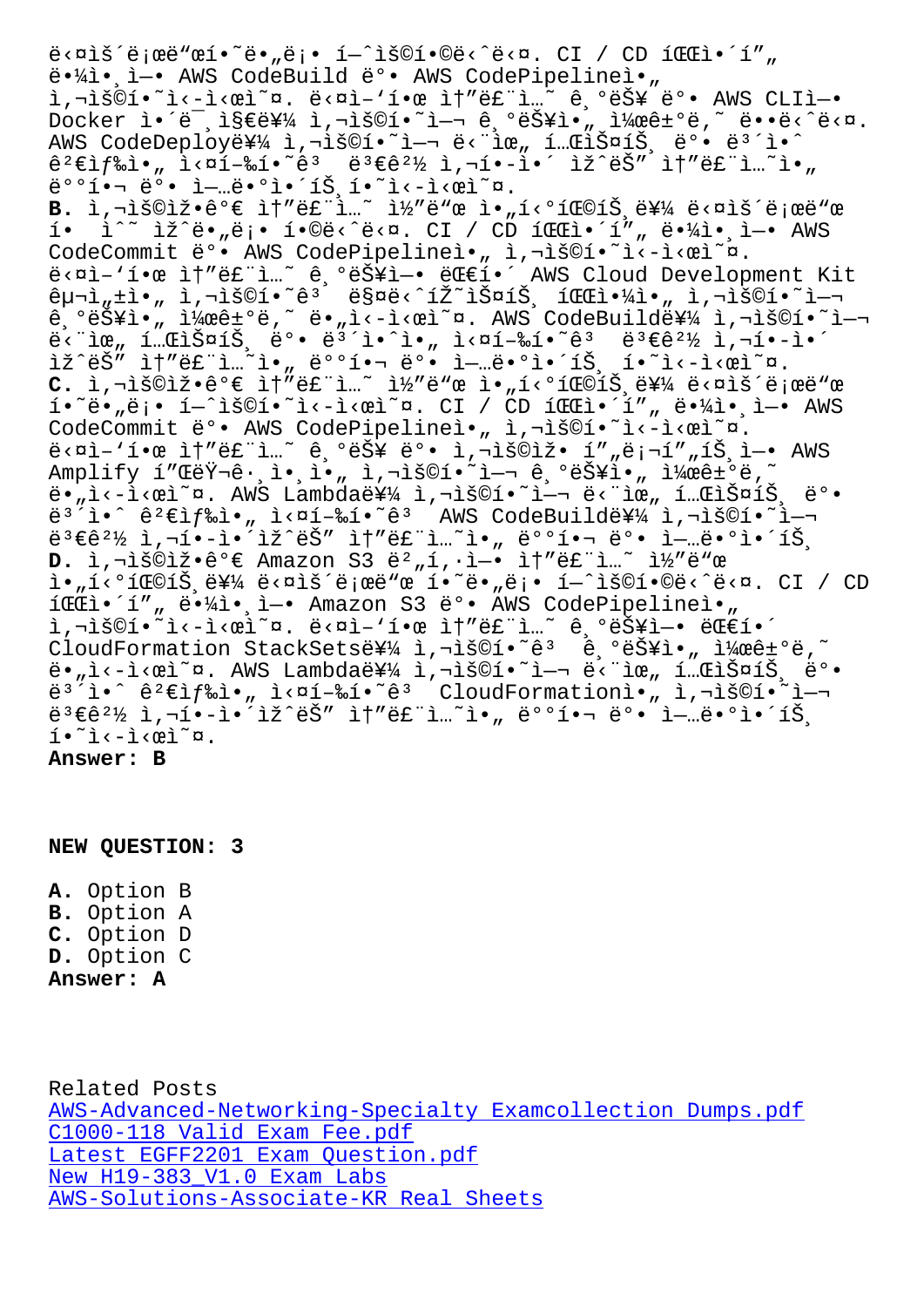ë‹¤ìš´ë¡œë“œí•˜ë„ë¡ í—ˆìš©í•©ë‹ˆë‹¤. CI / CD íŒŒì´í”„ë¼ì¸ì— AWS CodeBuild ë° AWS CodePipelineì„ ì‚¬ìš©í•˜ì‹­ì‹œì˜¤. ë‹¤ì–'í•œ ì†"ë£¨ì…˜ ê¸°ëŠ¥ ë° AWS CLIì— Docker ì´ë¯¸ì§€ë¥¼ ì‚¬ìš©í•˜ì—¬ ê¸°ëŠ¥ì„ ì¼œê±°ë‚˜ ë•Œë‹ˆë‹¤. AWS CodeDeployë¥¼ ì‚¬ìš©í•˜ì—¬ ë‹¨ìœ„ í…ŒìŠ¤íŠ¸ ë° ë³´ì•ˆ ê²€ìƒ‰ì„ ì‹¤í–‰í•˜ê³  ë³€ê²½ ì‚¬í•­ì´ ìžˆëŠ" ì†"ë£¨ì…˜ì„ ë°°í¬ ë° ì—…ë°ì´íŠ¸í•˜ì‹­ì‹œì˜¤.

**B.** ì‚¬ìš©ìžê°€ ì†"ë£¨ì…˜ ì½"ë"œ ì•„í‹°íŒ©íŠ¸ë¥¼ ë‹¤ìš´ë¡œë"œ í• ìˆ˜ ìžˆë„ë¡ í•©ë‹ˆë‹¤. CI / CD íŒŒì´í"„ë¼ì¸ì— AWS CodeCommit ë° AWS CodePipelineì„ ì‚¬ìš©í•˜ì‹­ì‹œì˜¤. ë‹¤ì–'í•œ ì†"ë£¨ì…˜ ê¸°ëŠ¥ì— ëŒ€í•´ AWS Cloud Development Kit êµ¬ì„±ì„ ì‚¬ìš©í•˜ê³  ë§¤ë‹ˆíŽ˜ìŠ¤íŠ¸ íŒŒì¼ì„ ì‚¬ìš©í•˜ì—¬ ê¸°ëŠ¥ì„ ì¼œê±°ë‚˜ ë"ì‹­ì‹œì˜¤. AWS CodeBuildë¥¼ ì‚¬ìš©í•˜ì—¬ ë‹¨ìœ„ í…ŒìŠ¤íŠ¸ ë° ë³´ì•ˆ ìŠ¤ìº"ì„ ì‹¤í–‰í•˜ê³  ë³€ê²½ ì‚¬í•­ì´ ìžˆëŠ" ì†"ë£¨ì…˜ì„ ë°°í¬ ë° ì—…ë°ì´íŠ¸ í•˜ì‹­ì‹œì˜¤.

**C.** ì‚¬ìš©ìžê°€ ì†"ë£¨ì…˜ ì½"ë"œ ì•„í‹°íŒ©íŠ¸ë¥¼ ë‹¤ìš´ë¡œë"œ í•˜ë„ë¡ í—ˆìš©í•˜ì‹­ì‹œì˜¤. CI / CD íŒŒì´í"„ë¼ì¸ì— AWS CodeCommit ë° AWS CodePipelineì„ ì‚¬ìš©í•˜ì‹­ì‹œì˜¤. ë‹¤ì–'í•œ ì†"ë£¨ì…˜ ê¸°ëŠ¥ ë° ì‚¬ìš©ìž í"„ë¡¬í"„íŠ¸ì— AWS Amplify í"ŒëŸ¬ê·¸ì¸ì„ ì‚¬ìš©í•˜ì—¬ ê¸°ëŠ¥ì„ ì¼œê±°ë‚˜ ë"ì‹­ì‹œì˜¤. AWS Lambdaë¥¼ ì‚¬ìš©í•˜ì—¬ ë‹¨ìœ„ í…ŒìŠ¤íŠ¸ ë° ë³´ì•ˆ ê²€ì‚¬ë¥¼ ì‹¤í–‰í•˜ê³  AWS CodeBuildë¥¼ ì‚¬ìš©í•˜ì—¬ ë³€ê²½ ì‚¬í•­ì´ ìžˆëŠ" ì†"ë£¨ì…˜ì„ ë°°í¬ ë° ì—…ë°ì´íŠ¸

**D.** ì‚¬ìš©ìžê°€ Amazon S3 ë²„í‚·ì—ì„œ ì†"ë£¨ì…˜ ì½"ë"œ ì•„í‹°íŒ©íŠ¸ë¥¼ ë‹¤ìš´ë¡œë"œ í•˜ë„ë¡ í—ˆìš©í•©ë‹ˆë‹¤. CI / CD íŒŒì´í"„ë¼ì¸ì— Amazon S3 ë° AWS CodePipelineì„ ì‚¬ìš©í•˜ì‹­ì‹œì˜¤. ë‹¤ì–'í•œ ì†"ë£¨ì…˜ ê¸°ëŠ¥ì— ëŒ€í•´ CloudFormation StackSetsë¥¼ ì‚¬ìš©í•˜ê³  ê¸°ëŠ¥ì„ ì¼œê±°ë‚˜ ë"ì‹­ì‹œì˜¤. AWS Lambdaë¥¼ ì‚¬ìš©í•˜ì—¬ ë‹¨ìœ„ í…ŒìŠ¤íŠ¸ ë° ë³´ì•ˆ ê²€ì‚¬ë¥¼ ì‹¤í–‰í•˜ê³  CloudFormationì„ ì‚¬ìš©í•˜ì—¬ ë³€ê²½ ì‚¬í•­ì´ ìžˆëŠ" ì†"ë£¨ì…˜ì„ ë°°í¬ ë° ì—…ë°ì´íŠ¸ í•˜ì‹­ì‹œì˜¤.

**Answer: B**

**NEW QUESTION: 3**

**A.** Option B
**B.** Option A
**C.** Option D
**D.** Option C
**Answer: A**

Related Posts
AWS-Advanced-Networking-Specialty Examcollection Dumps.pdf
C1000-118 Valid Exam Fee.pdf
Latest EGFF2201 Exam Question.pdf
New H19-383_V1.0 Exam Labs
AWS-Solutions-Associate-KR Real Sheets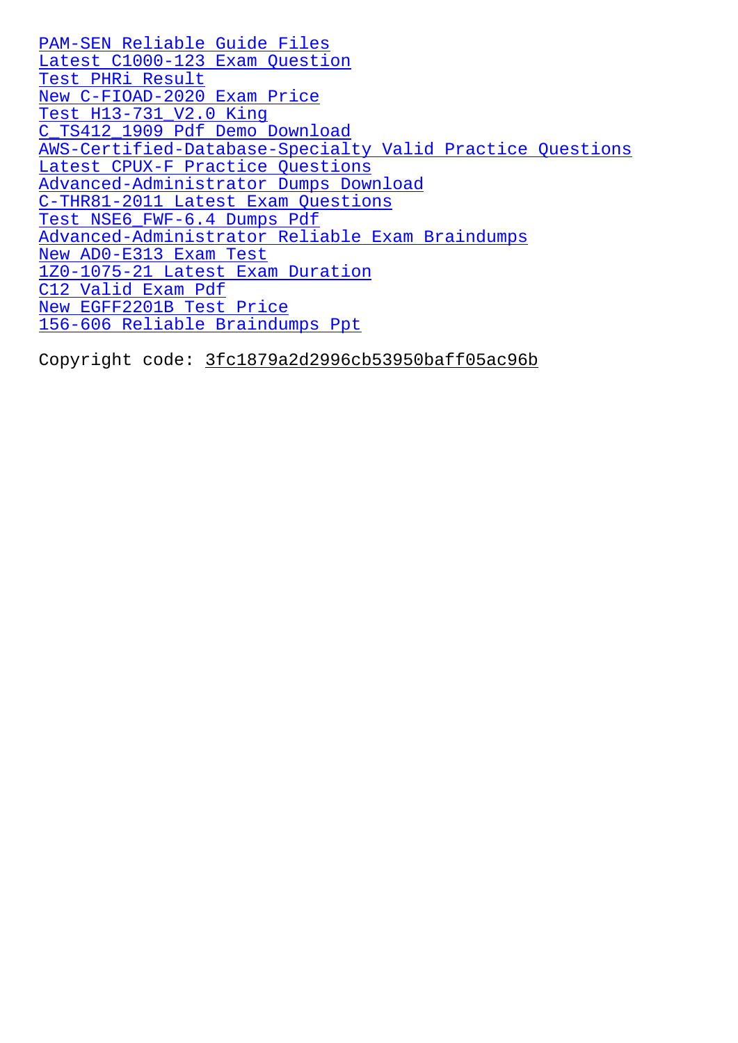PAM-SEN Reliable Guide Files
Latest C1000-123 Exam Question
Test PHRi Result
New C-FIOAD-2020 Exam Price
Test H13-731_V2.0 King
C_TS412_1909 Pdf Demo Download
AWS-Certified-Database-Specialty Valid Practice Questions
Latest CPUX-F Practice Questions
Advanced-Administrator Dumps Download
C-THR81-2011 Latest Exam Questions
Test NSE6_FWF-6.4 Dumps Pdf
Advanced-Administrator Reliable Exam Braindumps
New AD0-E313 Exam Test
1Z0-1075-21 Latest Exam Duration
C12 Valid Exam Pdf
New EGFF2201B Test Price
156-606 Reliable Braindumps Ppt

Copyright code: 3fc1879a2d2996cb53950baff05ac96b